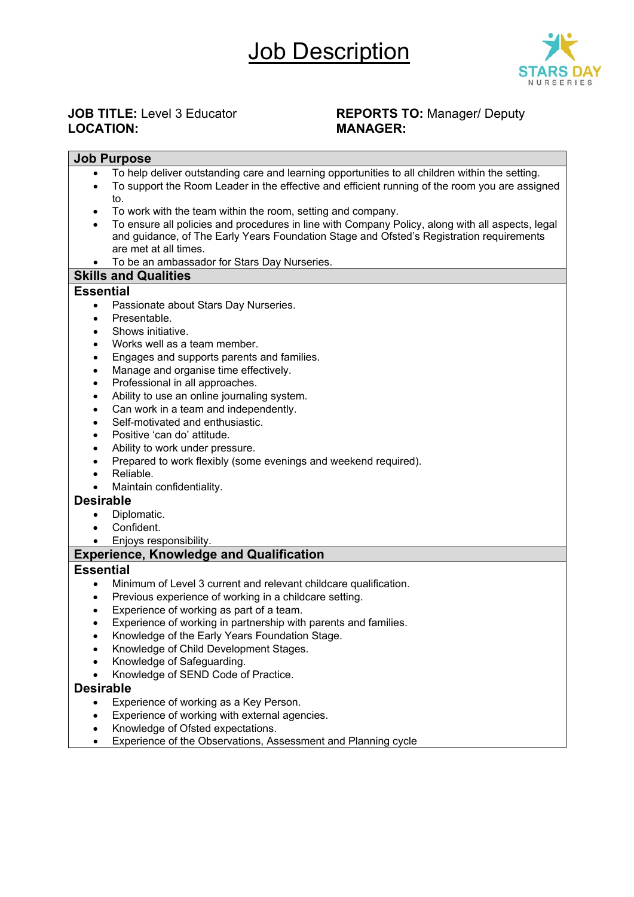# Job Description

STARS DAY NURSERIES

**JOB TITLE:** Level 3 Educator
**LOCATION:**

**REPORTS TO:** Manager/ Deputy
**MANAGER:**

## Job Purpose

- To help deliver outstanding care and learning opportunities to all children within the setting.
- To support the Room Leader in the effective and efficient running of the room you are assigned to.
- To work with the team within the room, setting and company.
- To ensure all policies and procedures in line with Company Policy, along with all aspects, legal and guidance, of The Early Years Foundation Stage and Ofsted's Registration requirements are met at all times.
- To be an ambassador for Stars Day Nurseries.

## Skills and Qualities

### Essential

- Passionate about Stars Day Nurseries.
- Presentable.
- Shows initiative.
- Works well as a team member.
- Engages and supports parents and families.
- Manage and organise time effectively.
- Professional in all approaches.
- Ability to use an online journaling system.
- Can work in a team and independently.
- Self-motivated and enthusiastic.
- Positive 'can do' attitude.
- Ability to work under pressure.
- Prepared to work flexibly (some evenings and weekend required).
- Reliable.
- Maintain confidentiality.

### Desirable

- Diplomatic.
- Confident.
- Enjoys responsibility.

## Experience, Knowledge and Qualification

### Essential

- Minimum of Level 3 current and relevant childcare qualification.
- Previous experience of working in a childcare setting.
- Experience of working as part of a team.
- Experience of working in partnership with parents and families.
- Knowledge of the Early Years Foundation Stage.
- Knowledge of Child Development Stages.
- Knowledge of Safeguarding.
- Knowledge of SEND Code of Practice.

### Desirable

- Experience of working as a Key Person.
- Experience of working with external agencies.
- Knowledge of Ofsted expectations.
- Experience of the Observations, Assessment and Planning cycle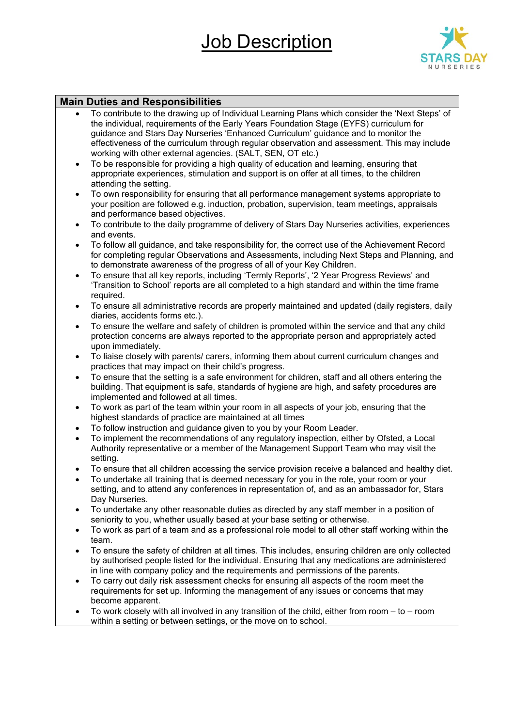# Job Description

## Main Duties and Responsibilities

- To contribute to the drawing up of Individual Learning Plans which consider the 'Next Steps' of the individual, requirements of the Early Years Foundation Stage (EYFS) curriculum for guidance and Stars Day Nurseries 'Enhanced Curriculum' guidance and to monitor the effectiveness of the curriculum through regular observation and assessment. This may include working with other external agencies. (SALT, SEN, OT etc.)
- To be responsible for providing a high quality of education and learning, ensuring that appropriate experiences, stimulation and support is on offer at all times, to the children attending the setting.
- To own responsibility for ensuring that all performance management systems appropriate to your position are followed e.g. induction, probation, supervision, team meetings, appraisals and performance based objectives.
- To contribute to the daily programme of delivery of Stars Day Nurseries activities, experiences and events.
- To follow all guidance, and take responsibility for, the correct use of the Achievement Record for completing regular Observations and Assessments, including Next Steps and Planning, and to demonstrate awareness of the progress of all of your Key Children.
- To ensure that all key reports, including 'Termly Reports', '2 Year Progress Reviews' and 'Transition to School' reports are all completed to a high standard and within the time frame required.
- To ensure all administrative records are properly maintained and updated (daily registers, daily diaries, accidents forms etc.).
- To ensure the welfare and safety of children is promoted within the service and that any child protection concerns are always reported to the appropriate person and appropriately acted upon immediately.
- To liaise closely with parents/ carers, informing them about current curriculum changes and practices that may impact on their child's progress.
- To ensure that the setting is a safe environment for children, staff and all others entering the building. That equipment is safe, standards of hygiene are high, and safety procedures are implemented and followed at all times.
- To work as part of the team within your room in all aspects of your job, ensuring that the highest standards of practice are maintained at all times
- To follow instruction and guidance given to you by your Room Leader.
- To implement the recommendations of any regulatory inspection, either by Ofsted, a Local Authority representative or a member of the Management Support Team who may visit the setting.
- To ensure that all children accessing the service provision receive a balanced and healthy diet.
- To undertake all training that is deemed necessary for you in the role, your room or your setting, and to attend any conferences in representation of, and as an ambassador for, Stars Day Nurseries.
- To undertake any other reasonable duties as directed by any staff member in a position of seniority to you, whether usually based at your base setting or otherwise.
- To work as part of a team and as a professional role model to all other staff working within the team.
- To ensure the safety of children at all times. This includes, ensuring children are only collected by authorised people listed for the individual. Ensuring that any medications are administered in line with company policy and the requirements and permissions of the parents.
- To carry out daily risk assessment checks for ensuring all aspects of the room meet the requirements for set up. Informing the management of any issues or concerns that may become apparent.
- To work closely with all involved in any transition of the child, either from room – to – room within a setting or between settings, or the move on to school.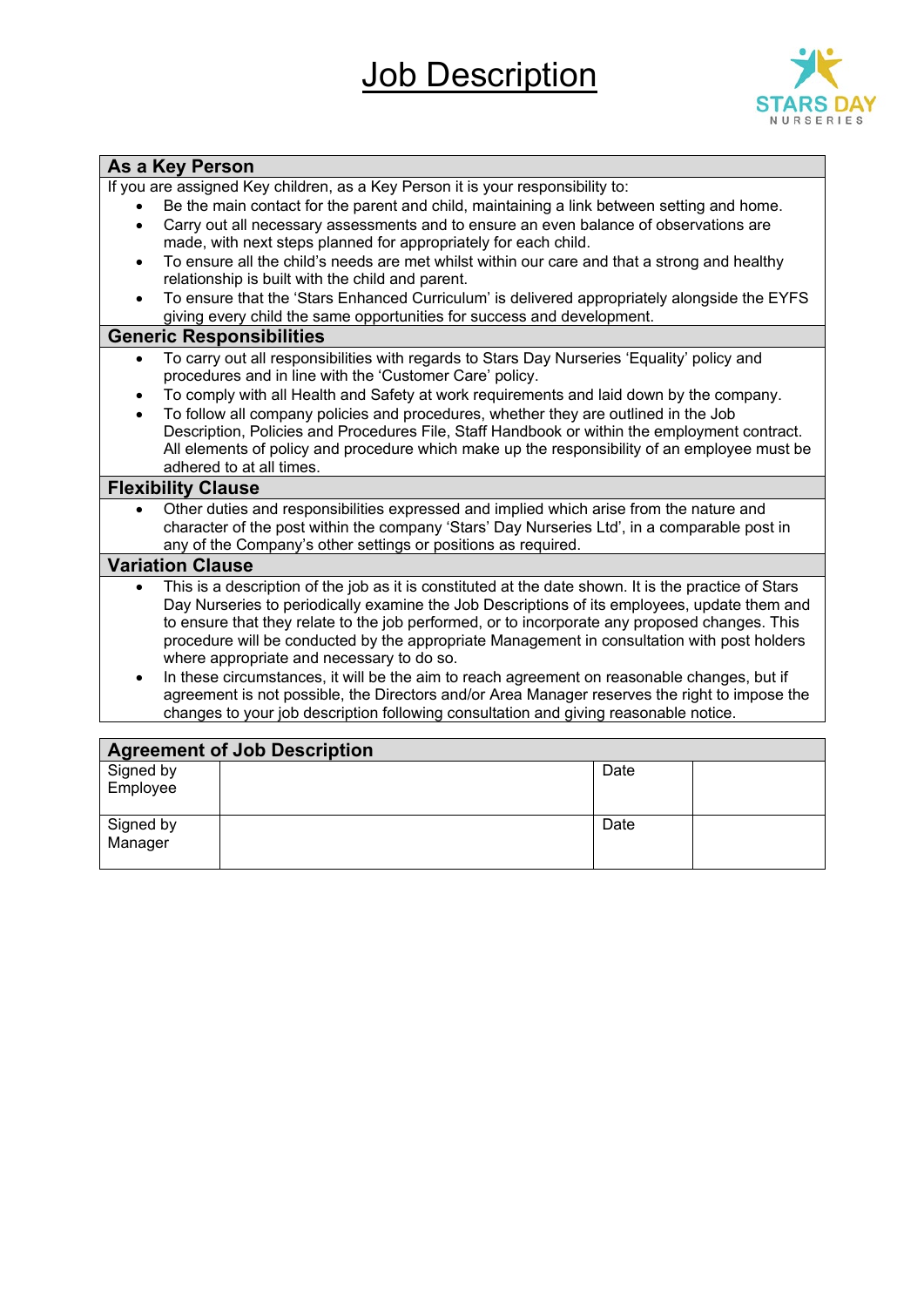# Job Description

STARS DAY NURSERIES

## As a Key Person

If you are assigned Key children, as a Key Person it is your responsibility to:

- Be the main contact for the parent and child, maintaining a link between setting and home.
- Carry out all necessary assessments and to ensure an even balance of observations are made, with next steps planned for appropriately for each child.
- To ensure all the child's needs are met whilst within our care and that a strong and healthy relationship is built with the child and parent.
- To ensure that the 'Stars Enhanced Curriculum' is delivered appropriately alongside the EYFS giving every child the same opportunities for success and development.

## Generic Responsibilities

- To carry out all responsibilities with regards to Stars Day Nurseries 'Equality' policy and procedures and in line with the 'Customer Care' policy.
- To comply with all Health and Safety at work requirements and laid down by the company.
- To follow all company policies and procedures, whether they are outlined in the Job Description, Policies and Procedures File, Staff Handbook or within the employment contract. All elements of policy and procedure which make up the responsibility of an employee must be adhered to at all times.

## Flexibility Clause

- Other duties and responsibilities expressed and implied which arise from the nature and character of the post within the company 'Stars' Day Nurseries Ltd', in a comparable post in any of the Company's other settings or positions as required.

## Variation Clause

- This is a description of the job as it is constituted at the date shown. It is the practice of Stars Day Nurseries to periodically examine the Job Descriptions of its employees, update them and to ensure that they relate to the job performed, or to incorporate any proposed changes. This procedure will be conducted by the appropriate Management in consultation with post holders where appropriate and necessary to do so.
- In these circumstances, it will be the aim to reach agreement on reasonable changes, but if agreement is not possible, the Directors and/or Area Manager reserves the right to impose the changes to your job description following consultation and giving reasonable notice.

## Agreement of Job Description

| | | | |
|---|---|---|---|
| Signed by Employee | | Date | |
| Signed by Manager | | Date | |